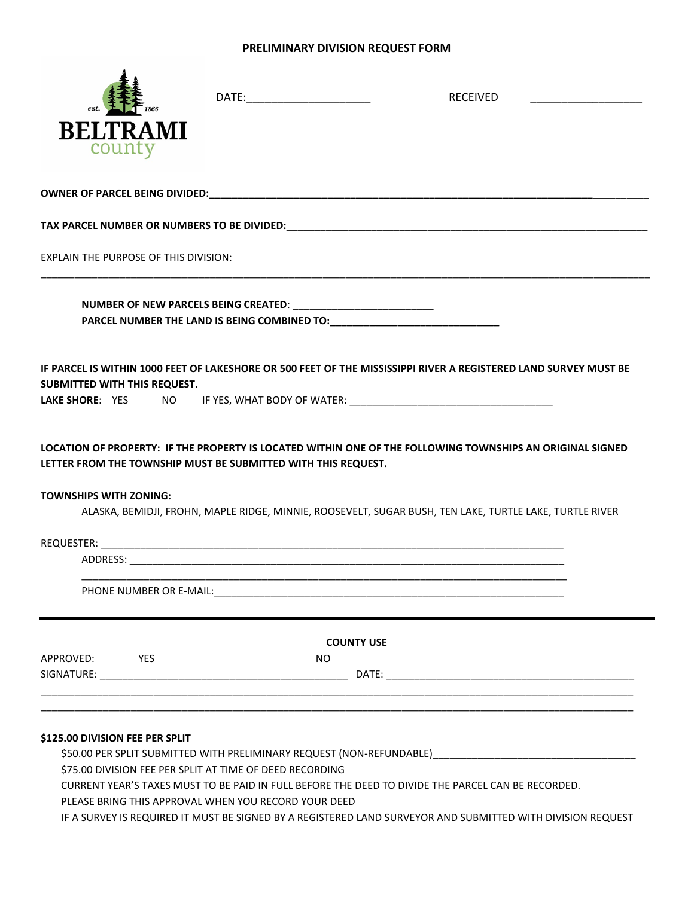# PRELIMINARY DIVISION REQUEST FORM

BELTRAMI county (est. 1866)

DATE:____________________ RECEIVED __________________

**OWNER OF PARCEL BEING DIVIDED:**_____________________________________________________________________

**TAX PARCEL NUMBER OR NUMBERS TO BE DIVIDED:**_______________________________________________________________

EXPLAIN THE PURPOSE OF THIS DIVISION:

_____________________________________________________________________________________________________

**NUMBER OF NEW PARCELS BEING CREATED**: _________________________

**PARCEL NUMBER THE LAND IS BEING COMBINED TO:**______________________________

**IF PARCEL IS WITHIN 1000 FEET OF LAKESHORE OR 500 FEET OF THE MISSISSIPPI RIVER A REGISTERED LAND SURVEY MUST BE SUBMITTED WITH THIS REQUEST.**

**LAKE SHORE**: YES NO IF YES, WHAT BODY OF WATER: ____________________________________

**<u>LOCATION OF PROPERTY:</u> IF THE PROPERTY IS LOCATED WITHIN ONE OF THE FOLLOWING TOWNSHIPS AN ORIGINAL SIGNED LETTER FROM THE TOWNSHIP MUST BE SUBMITTED WITH THIS REQUEST.**

**TOWNSHIPS WITH ZONING:**

ALASKA, BEMIDJI, FROHN, MAPLE RIDGE, MINNIE, ROOSEVELT, SUGAR BUSH, TEN LAKE, TURTLE LAKE, TURTLE RIVER

REQUESTER: ____________________________________________________________________________________

ADDRESS: _____________________________________________________________________________

_____________________________________________________________________________

PHONE NUMBER OR E-MAIL:________________________________________________________________

---

**COUNTY USE**

APPROVED: YES NO

SIGNATURE: ____________________________________________ DATE: _____________________________________________

_____________________________________________________________________________________________________

_____________________________________________________________________________________________________

**$125.00 DIVISION FEE PER SPLIT**

$50.00 PER SPLIT SUBMITTED WITH PRELIMINARY REQUEST (NON-REFUNDABLE)___________________________________

$75.00 DIVISION FEE PER SPLIT AT TIME OF DEED RECORDING

CURRENT YEAR'S TAXES MUST TO BE PAID IN FULL BEFORE THE DEED TO DIVIDE THE PARCEL CAN BE RECORDED.

PLEASE BRING THIS APPROVAL WHEN YOU RECORD YOUR DEED

IF A SURVEY IS REQUIRED IT MUST BE SIGNED BY A REGISTERED LAND SURVEYOR AND SUBMITTED WITH DIVISION REQUEST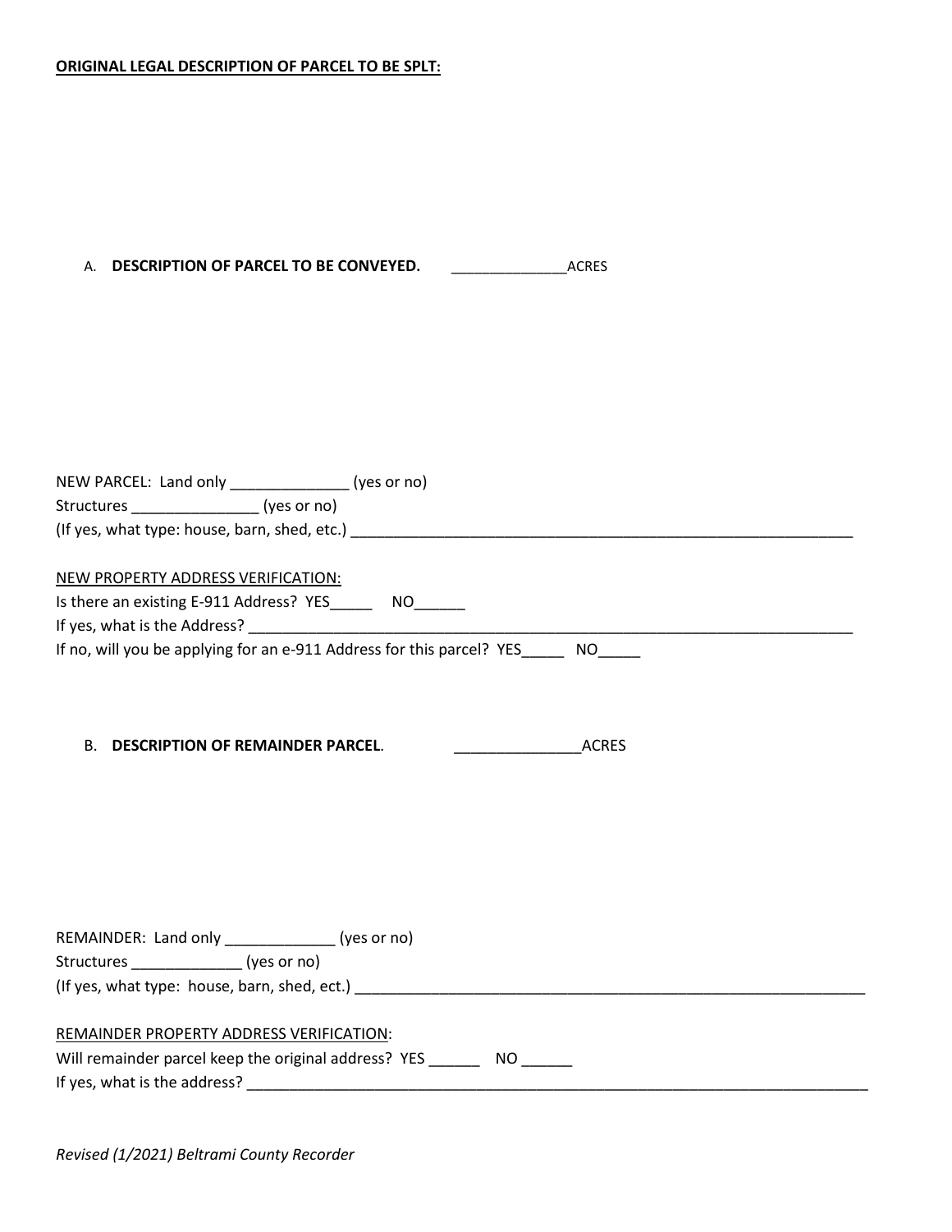**ORIGINAL LEGAL DESCRIPTION OF PARCEL TO BE SPLT:**

A. **DESCRIPTION OF PARCEL TO BE CONVEYED.** ______________ACRES

NEW PARCEL: Land only ______________ (yes or no)
Structures _______________ (yes or no)
(If yes, what type: house, barn, shed, etc.) ___________________________________________________________

NEW PROPERTY ADDRESS VERIFICATION:
Is there an existing E-911 Address? YES_____ NO______
If yes, what is the Address? ___________________________________________________________________________
If no, will you be applying for an e-911 Address for this parcel? YES_____ NO_____

B. **DESCRIPTION OF REMAINDER PARCEL**. _______________ACRES

REMAINDER: Land only _____________ (yes or no)
Structures _____________ (yes or no)
(If yes, what type: house, barn, shed, ect.) _____________________________________________________________

REMAINDER PROPERTY ADDRESS VERIFICATION:
Will remainder parcel keep the original address? YES ______ NO ______
If yes, what is the address? _____________________________________________________________________________

*Revised (1/2021) Beltrami County Recorder*